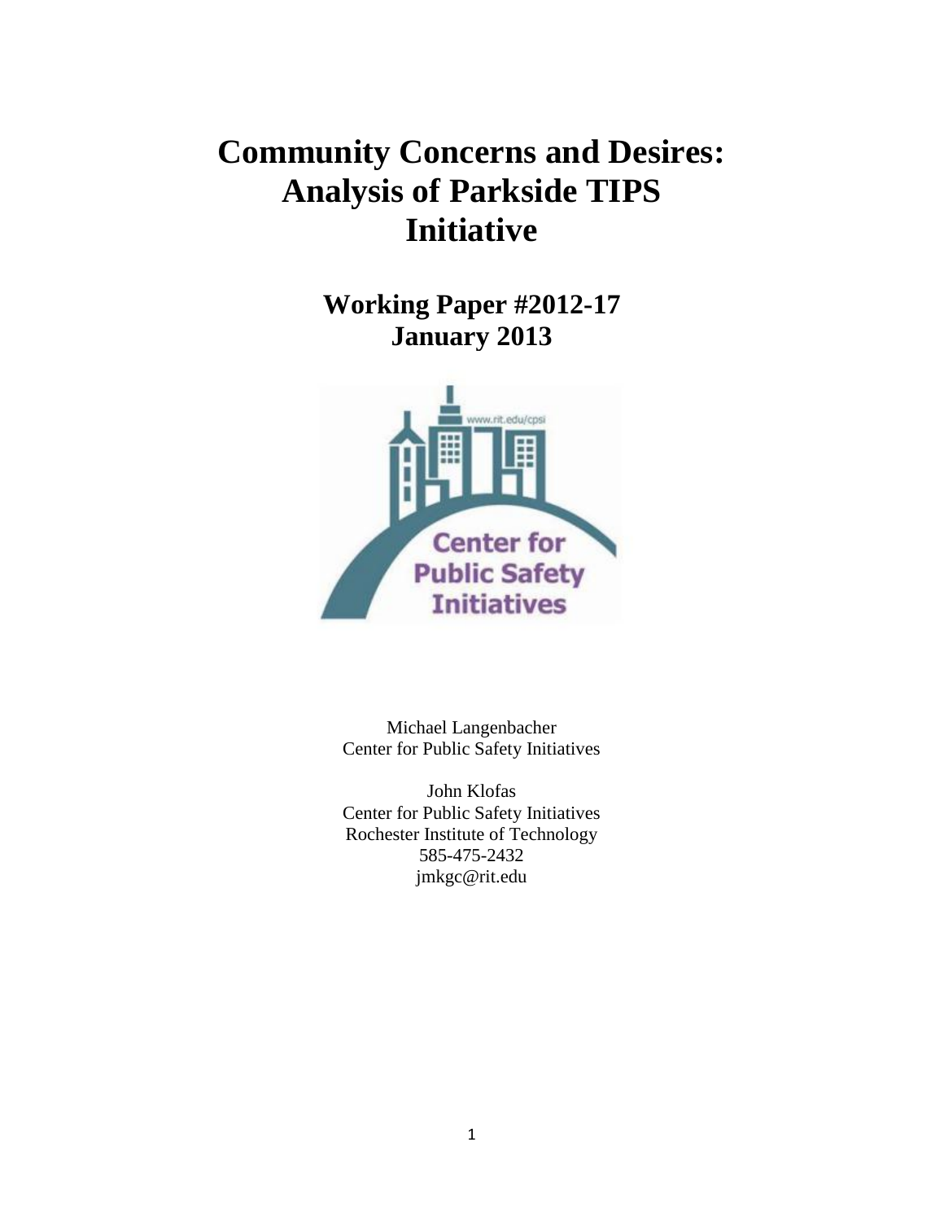# Community Concerns and Desires: Analysis of Parkside TIPS Initiative

## Working Paper #2012-17
## January 2013

Michael Langenbacher
Center for Public Safety Initiatives

John Klofas
Center for Public Safety Initiatives
Rochester Institute of Technology
585-475-2432
jmkgc@rit.edu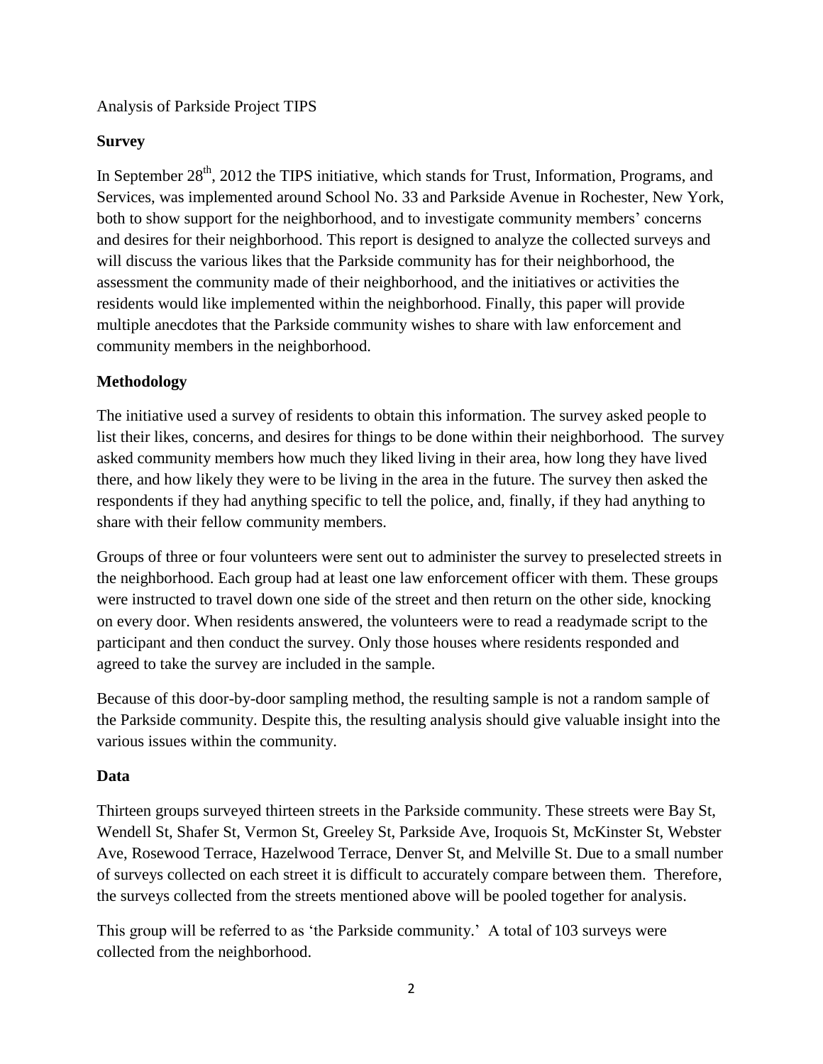Analysis of Parkside Project TIPS

## Survey

In September 28th, 2012 the TIPS initiative, which stands for Trust, Information, Programs, and Services, was implemented around School No. 33 and Parkside Avenue in Rochester, New York, both to show support for the neighborhood, and to investigate community members' concerns and desires for their neighborhood. This report is designed to analyze the collected surveys and will discuss the various likes that the Parkside community has for their neighborhood, the assessment the community made of their neighborhood, and the initiatives or activities the residents would like implemented within the neighborhood. Finally, this paper will provide multiple anecdotes that the Parkside community wishes to share with law enforcement and community members in the neighborhood.

## Methodology

The initiative used a survey of residents to obtain this information. The survey asked people to list their likes, concerns, and desires for things to be done within their neighborhood. The survey asked community members how much they liked living in their area, how long they have lived there, and how likely they were to be living in the area in the future. The survey then asked the respondents if they had anything specific to tell the police, and, finally, if they had anything to share with their fellow community members.

Groups of three or four volunteers were sent out to administer the survey to preselected streets in the neighborhood. Each group had at least one law enforcement officer with them. These groups were instructed to travel down one side of the street and then return on the other side, knocking on every door. When residents answered, the volunteers were to read a readymade script to the participant and then conduct the survey. Only those houses where residents responded and agreed to take the survey are included in the sample.

Because of this door-by-door sampling method, the resulting sample is not a random sample of the Parkside community. Despite this, the resulting analysis should give valuable insight into the various issues within the community.

## Data

Thirteen groups surveyed thirteen streets in the Parkside community. These streets were Bay St, Wendell St, Shafer St, Vermon St, Greeley St, Parkside Ave, Iroquois St, McKinster St, Webster Ave, Rosewood Terrace, Hazelwood Terrace, Denver St, and Melville St. Due to a small number of surveys collected on each street it is difficult to accurately compare between them. Therefore, the surveys collected from the streets mentioned above will be pooled together for analysis.

This group will be referred to as 'the Parkside community.' A total of 103 surveys were collected from the neighborhood.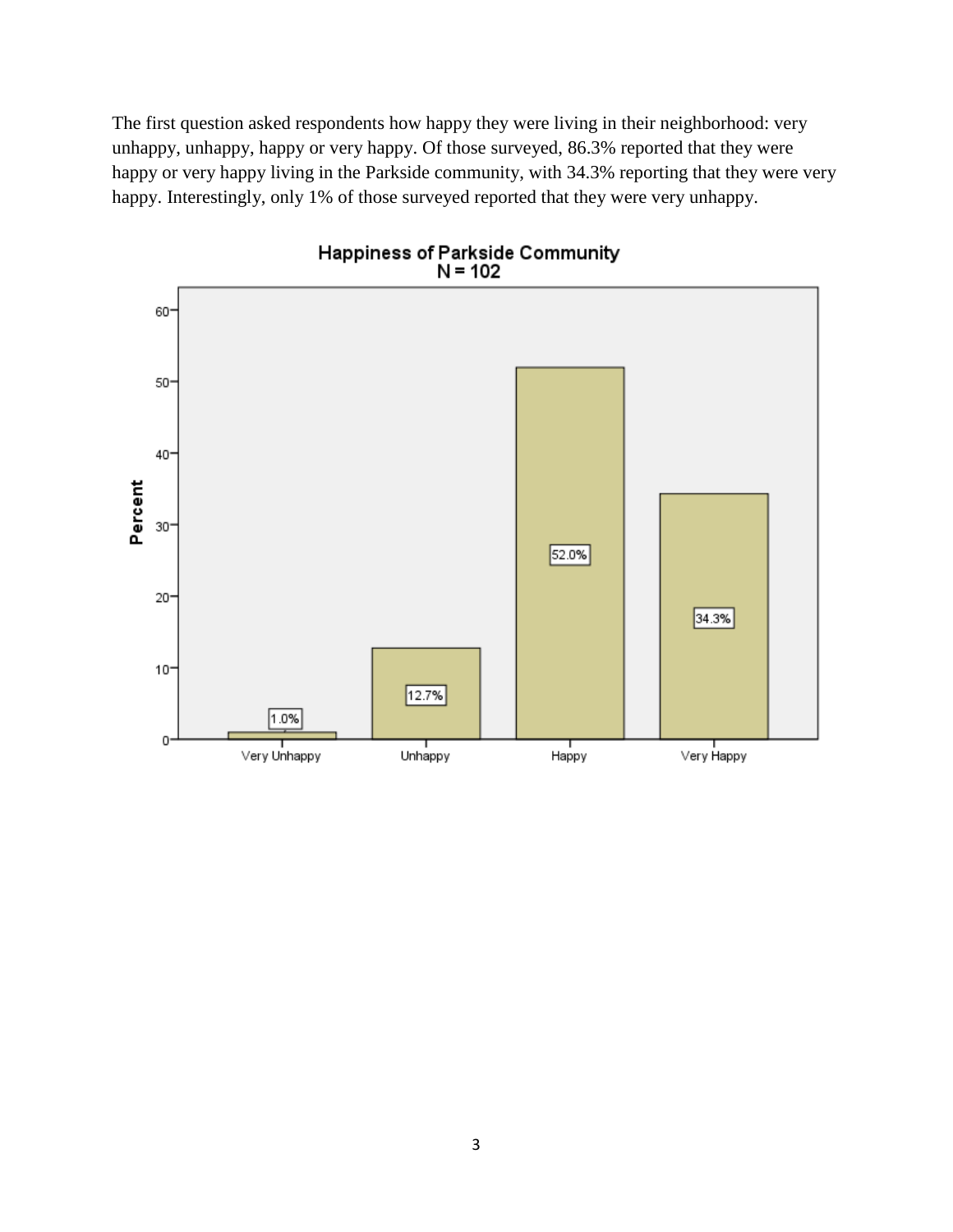The first question asked respondents how happy they were living in their neighborhood: very unhappy, unhappy, happy or very happy. Of those surveyed, 86.3% reported that they were happy or very happy living in the Parkside community, with 34.3% reporting that they were very happy. Interestingly, only 1% of those surveyed reported that they were very unhappy.

**Happiness of Parkside Community**
**N = 102**

| | Very Unhappy | Unhappy | Happy | Very Happy |
|---|---|---|---|---|
| Percent | 1.0% | 12.7% | 52.0% | 34.3% |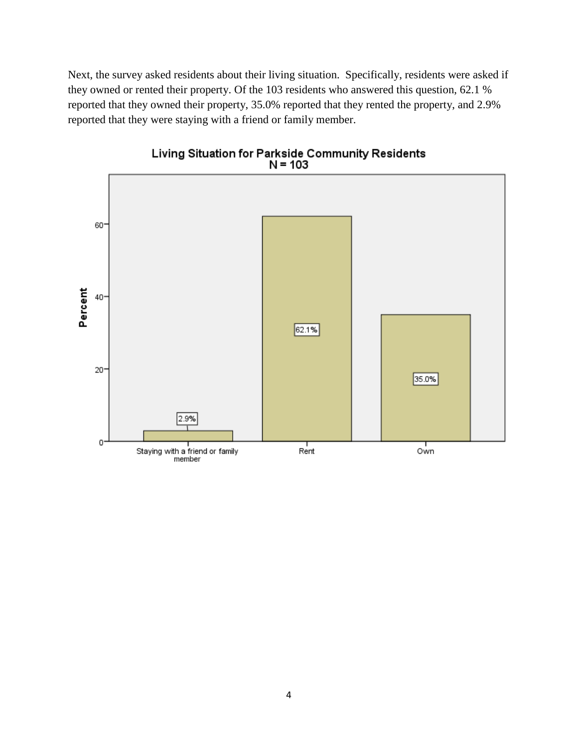Next, the survey asked residents about their living situation. Specifically, residents were asked if they owned or rented their property. Of the 103 residents who answered this question, 62.1 % reported that they owned their property, 35.0% reported that they rented the property, and 2.9% reported that they were staying with a friend or family member.

**Living Situation for Parkside Community Residents**
**N = 103**

| Living Situation | Percent |
| --- | --- |
| Staying with a friend or family member | 2.9% |
| Rent | 62.1% |
| Own | 35.0% |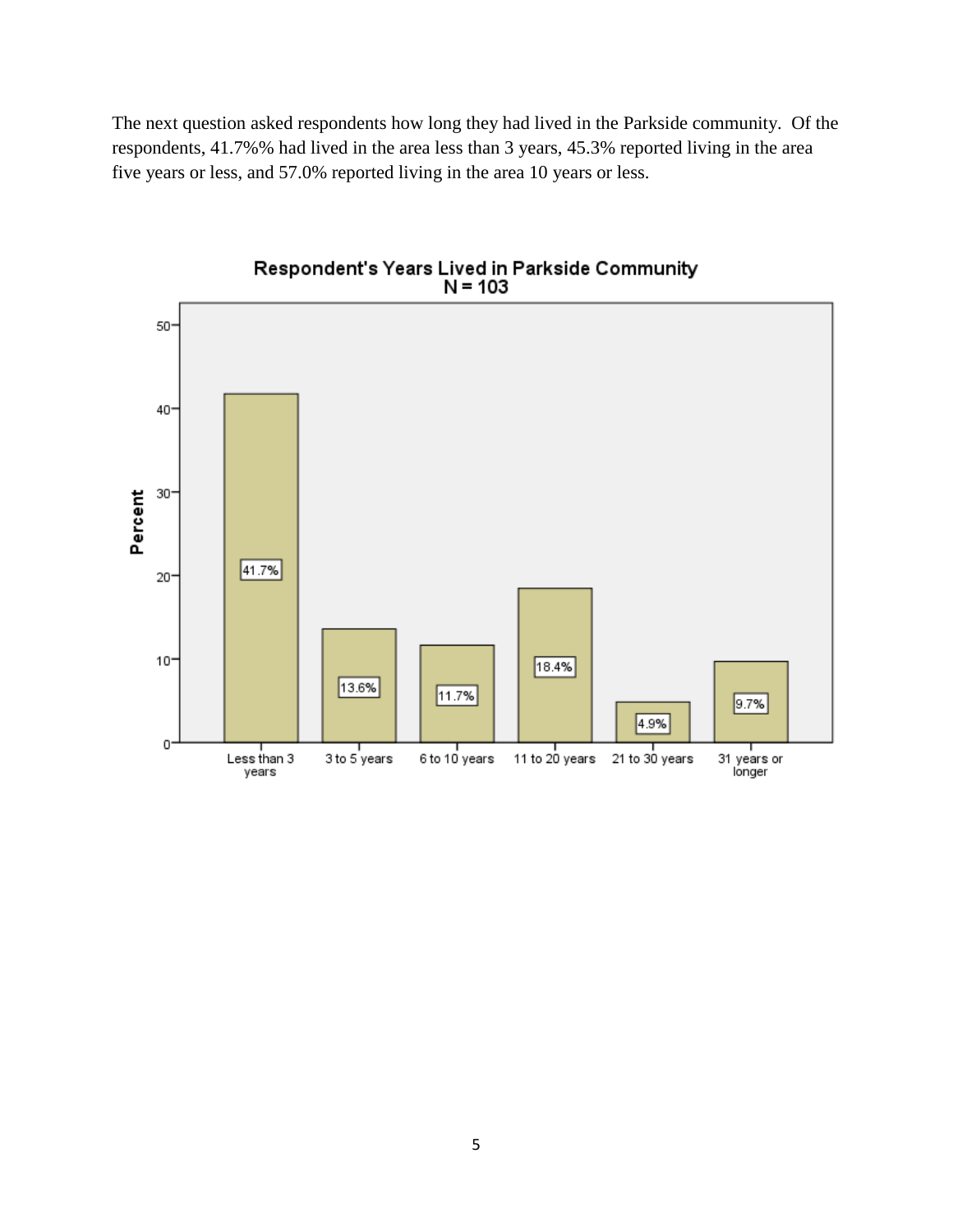The next question asked respondents how long they had lived in the Parkside community. Of the respondents, 41.7%% had lived in the area less than 3 years, 45.3% reported living in the area five years or less, and 57.0% reported living in the area 10 years or less.

**Respondent's Years Lived in Parkside Community**
**N = 103**

| Years Lived | Percent |
|---|---|
| Less than 3 years | 41.7% |
| 3 to 5 years | 13.6% |
| 6 to 10 years | 11.7% |
| 11 to 20 years | 18.4% |
| 21 to 30 years | 4.9% |
| 31 years or longer | 9.7% |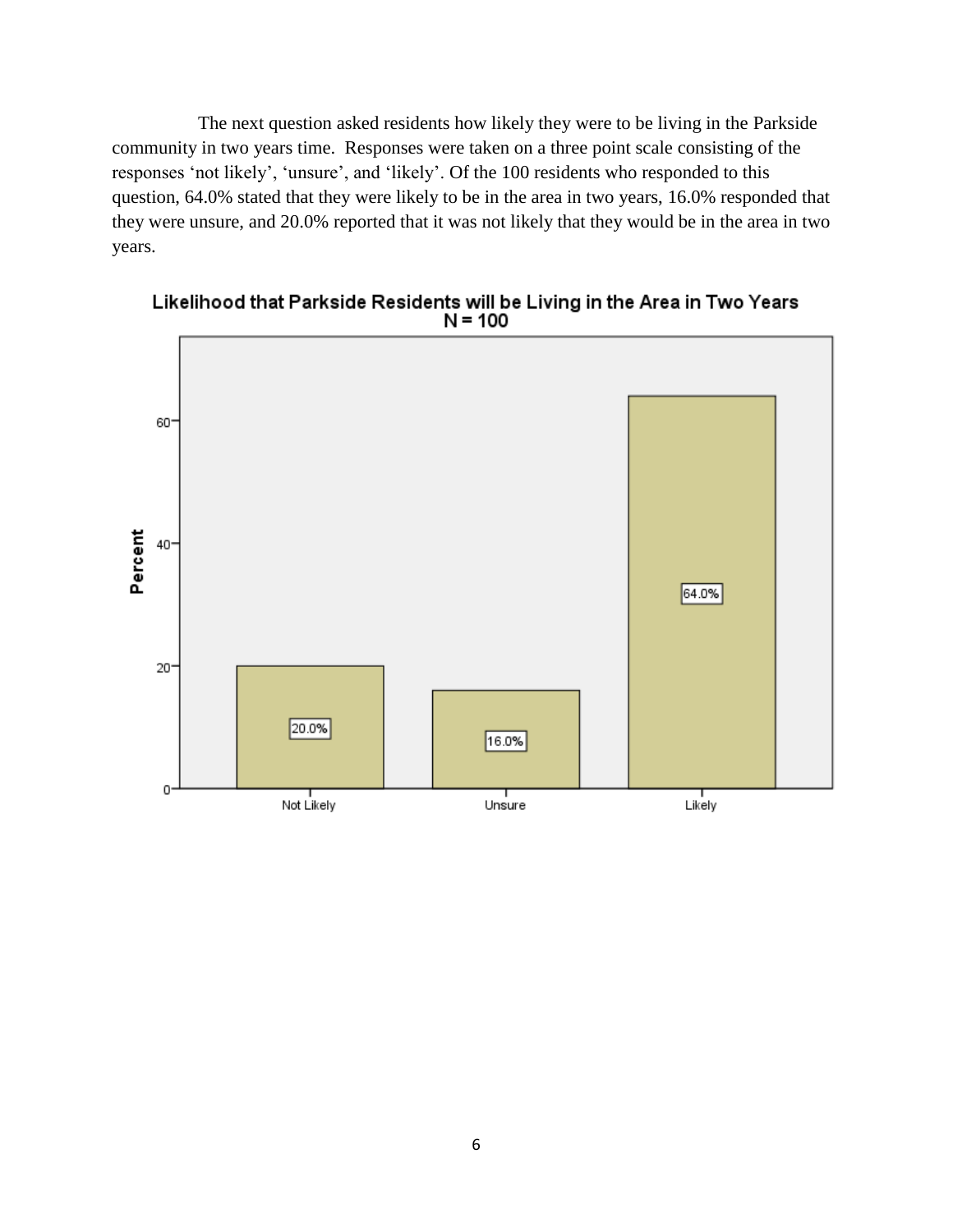The next question asked residents how likely they were to be living in the Parkside community in two years time. Responses were taken on a three point scale consisting of the responses 'not likely', 'unsure', and 'likely'. Of the 100 residents who responded to this question, 64.0% stated that they were likely to be in the area in two years, 16.0% responded that they were unsure, and 20.0% reported that it was not likely that they would be in the area in two years.

**Likelihood that Parkside Residents will be Living in the Area in Two Years**
**N = 100**

| Response | Percent |
|---|---|
| Not Likely | 20.0% |
| Unsure | 16.0% |
| Likely | 64.0% |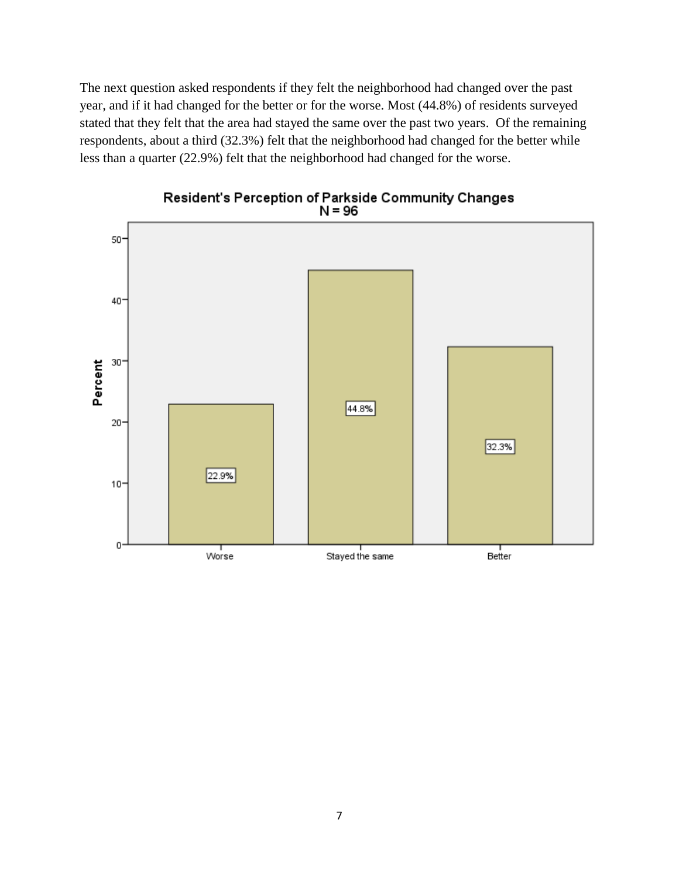The next question asked respondents if they felt the neighborhood had changed over the past year, and if it had changed for the better or for the worse. Most (44.8%) of residents surveyed stated that they felt that the area had stayed the same over the past two years. Of the remaining respondents, about a third (32.3%) felt that the neighborhood had changed for the better while less than a quarter (22.9%) felt that the neighborhood had changed for the worse.

**Resident's Perception of Parkside Community Changes**
**N = 96**

| Response | Percent |
| --- | --- |
| Worse | 22.9% |
| Stayed the same | 44.8% |
| Better | 32.3% |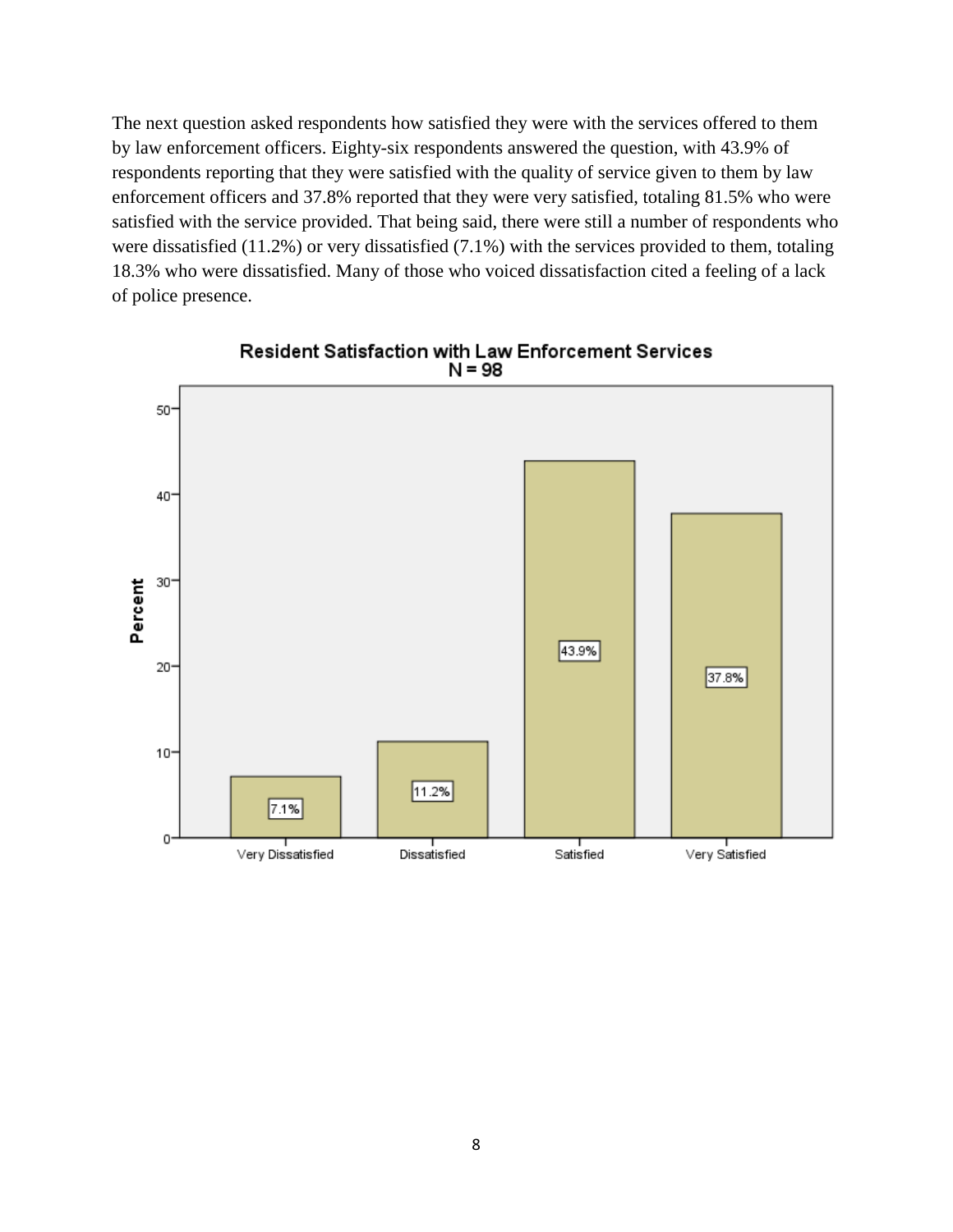The next question asked respondents how satisfied they were with the services offered to them by law enforcement officers. Eighty-six respondents answered the question, with 43.9% of respondents reporting that they were satisfied with the quality of service given to them by law enforcement officers and 37.8% reported that they were very satisfied, totaling 81.5% who were satisfied with the service provided. That being said, there were still a number of respondents who were dissatisfied (11.2%) or very dissatisfied (7.1%) with the services provided to them, totaling 18.3% who were dissatisfied. Many of those who voiced dissatisfaction cited a feeling of a lack of police presence.

**Resident Satisfaction with Law Enforcement Services**
**N = 98**

| Response | Percent |
|---|---|
| Very Dissatisfied | 7.1% |
| Dissatisfied | 11.2% |
| Satisfied | 43.9% |
| Very Satisfied | 37.8% |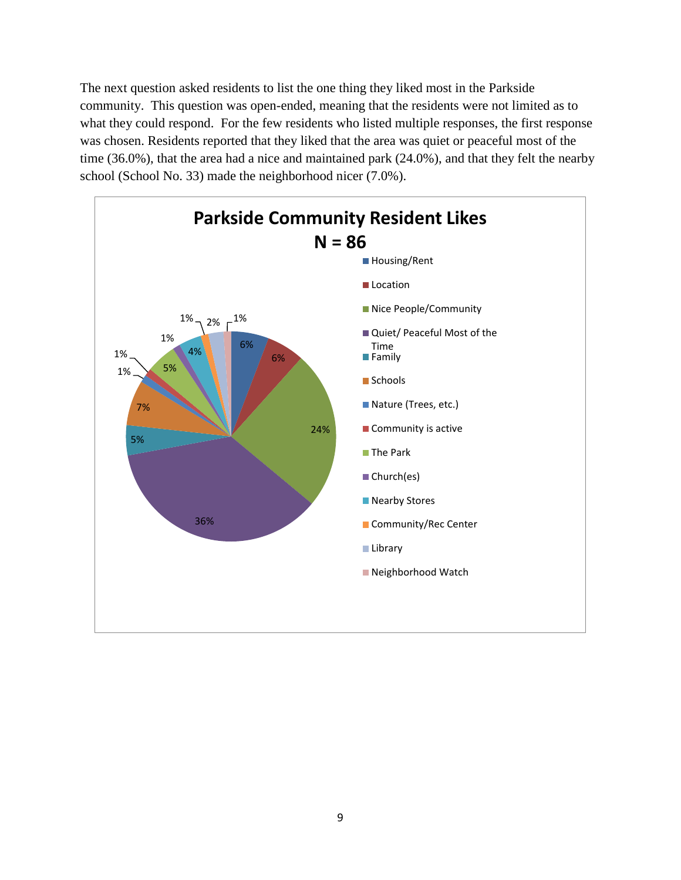The next question asked residents to list the one thing they liked most in the Parkside community. This question was open-ended, meaning that the residents were not limited as to what they could respond. For the few residents who listed multiple responses, the first response was chosen. Residents reported that they liked that the area was quiet or peaceful most of the time (36.0%), that the area had a nice and maintained park (24.0%), and that they felt the nearby school (School No. 33) made the neighborhood nicer (7.0%).

**Parkside Community Resident Likes**
**N = 86**

| Category | Percent |
|---|---|
| Housing/Rent | 6% |
| Location | 6% |
| Nice People/Community | 24% |
| Quiet/ Peaceful Most of the Time | 36% |
| Family | 5% |
| Schools | 7% |
| Nature (Trees, etc.) | 1% |
| Community is active | 1% |
| The Park | 5% |
| Church(es) | 1% |
| Nearby Stores | 4% |
| Community/Rec Center | 1% |
| Library | 2% |
| Neighborhood Watch | 1% |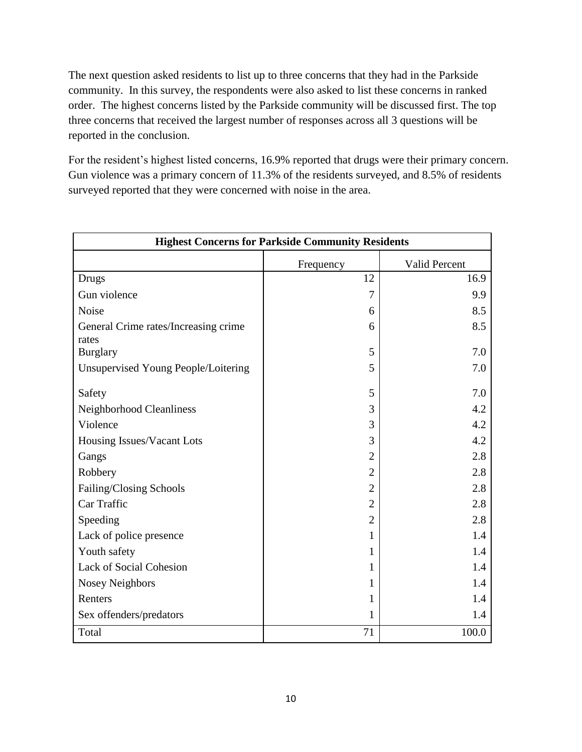The next question asked residents to list up to three concerns that they had in the Parkside community. In this survey, the respondents were also asked to list these concerns in ranked order. The highest concerns listed by the Parkside community will be discussed first. The top three concerns that received the largest number of responses across all 3 questions will be reported in the conclusion.

For the resident's highest listed concerns, 16.9% reported that drugs were their primary concern. Gun violence was a primary concern of 11.3% of the residents surveyed, and 8.5% of residents surveyed reported that they were concerned with noise in the area.

| Highest Concerns for Parkside Community Residents | | |
|---|---|---|
| | Frequency | Valid Percent |
| Drugs | 12 | 16.9 |
| Gun violence | 7 | 9.9 |
| Noise | 6 | 8.5 |
| General Crime rates/Increasing crime rates | 6 | 8.5 |
| Burglary | 5 | 7.0 |
| Unsupervised Young People/Loitering | 5 | 7.0 |
| Safety | 5 | 7.0 |
| Neighborhood Cleanliness | 3 | 4.2 |
| Violence | 3 | 4.2 |
| Housing Issues/Vacant Lots | 3 | 4.2 |
| Gangs | 2 | 2.8 |
| Robbery | 2 | 2.8 |
| Failing/Closing Schools | 2 | 2.8 |
| Car Traffic | 2 | 2.8 |
| Speeding | 2 | 2.8 |
| Lack of police presence | 1 | 1.4 |
| Youth safety | 1 | 1.4 |
| Lack of Social Cohesion | 1 | 1.4 |
| Nosey Neighbors | 1 | 1.4 |
| Renters | 1 | 1.4 |
| Sex offenders/predators | 1 | 1.4 |
| Total | 71 | 100.0 |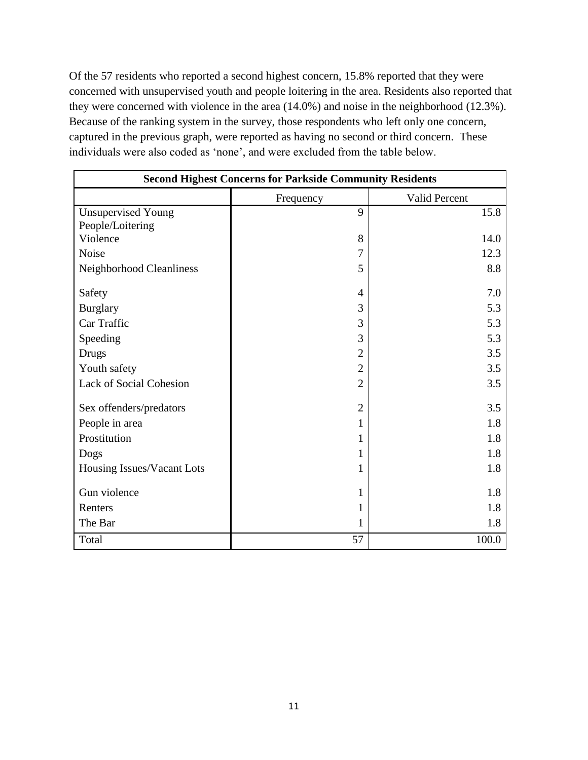Of the 57 residents who reported a second highest concern, 15.8% reported that they were concerned with unsupervised youth and people loitering in the area. Residents also reported that they were concerned with violence in the area (14.0%) and noise in the neighborhood (12.3%). Because of the ranking system in the survey, those respondents who left only one concern, captured in the previous graph, were reported as having no second or third concern. These individuals were also coded as 'none', and were excluded from the table below.

| **Second Highest Concerns for Parkside Community Residents** | | |
|---|---|---|
| | Frequency | Valid Percent |
| Unsupervised Young People/Loitering | 9 | 15.8 |
| Violence | 8 | 14.0 |
| Noise | 7 | 12.3 |
| Neighborhood Cleanliness | 5 | 8.8 |
| Safety | 4 | 7.0 |
| Burglary | 3 | 5.3 |
| Car Traffic | 3 | 5.3 |
| Speeding | 3 | 5.3 |
| Drugs | 2 | 3.5 |
| Youth safety | 2 | 3.5 |
| Lack of Social Cohesion | 2 | 3.5 |
| Sex offenders/predators | 2 | 3.5 |
| People in area | 1 | 1.8 |
| Prostitution | 1 | 1.8 |
| Dogs | 1 | 1.8 |
| Housing Issues/Vacant Lots | 1 | 1.8 |
| Gun violence | 1 | 1.8 |
| Renters | 1 | 1.8 |
| The Bar | 1 | 1.8 |
| Total | 57 | 100.0 |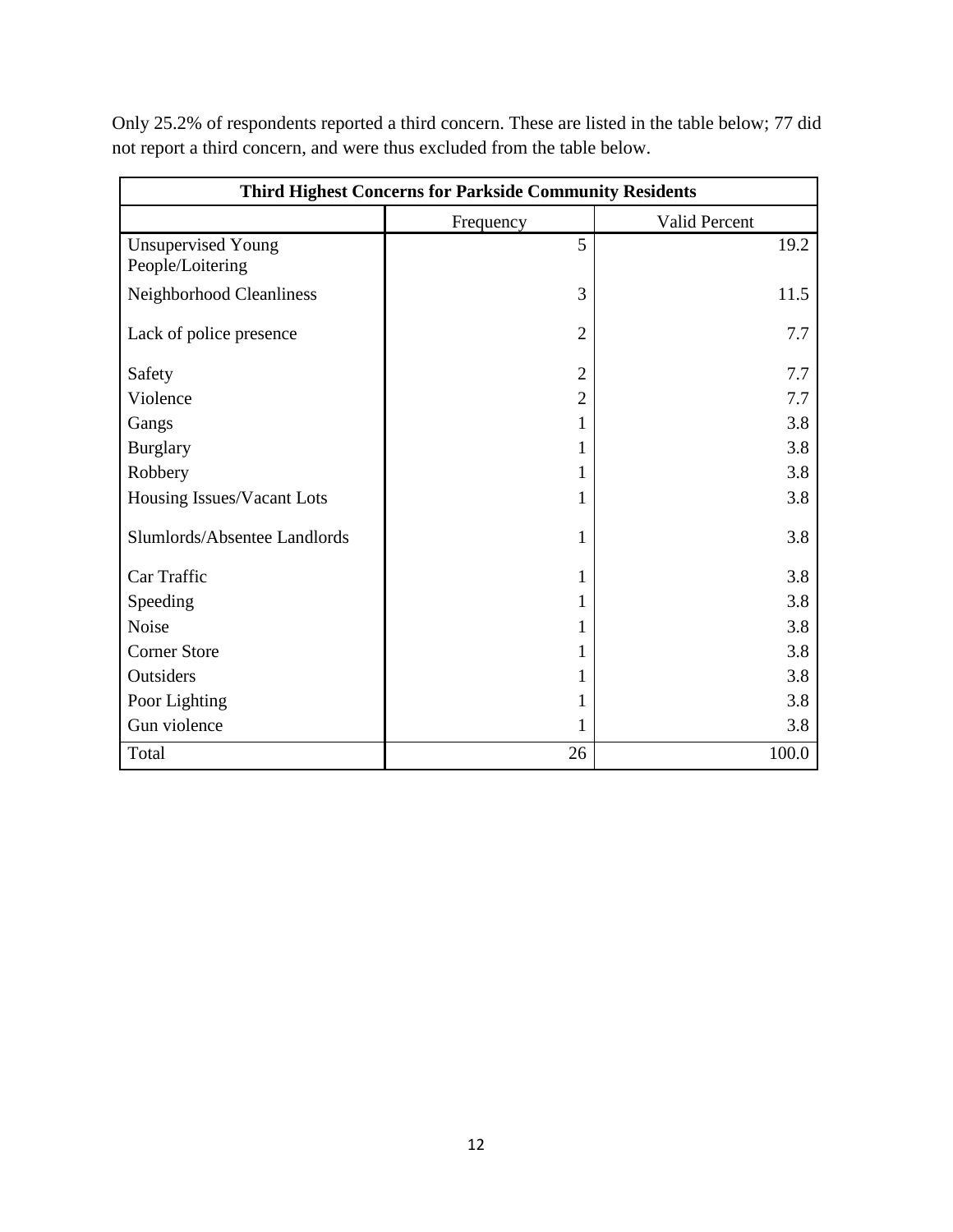Only 25.2% of respondents reported a third concern. These are listed in the table below; 77 did not report a third concern, and were thus excluded from the table below.

| Third Highest Concerns for Parkside Community Residents | | |
|---|---|---|
| | Frequency | Valid Percent |
| Unsupervised Young People/Loitering | 5 | 19.2 |
| Neighborhood Cleanliness | 3 | 11.5 |
| Lack of police presence | 2 | 7.7 |
| Safety | 2 | 7.7 |
| Violence | 2 | 7.7 |
| Gangs | 1 | 3.8 |
| Burglary | 1 | 3.8 |
| Robbery | 1 | 3.8 |
| Housing Issues/Vacant Lots | 1 | 3.8 |
| Slumlords/Absentee Landlords | 1 | 3.8 |
| Car Traffic | 1 | 3.8 |
| Speeding | 1 | 3.8 |
| Noise | 1 | 3.8 |
| Corner Store | 1 | 3.8 |
| Outsiders | 1 | 3.8 |
| Poor Lighting | 1 | 3.8 |
| Gun violence | 1 | 3.8 |
| Total | 26 | 100.0 |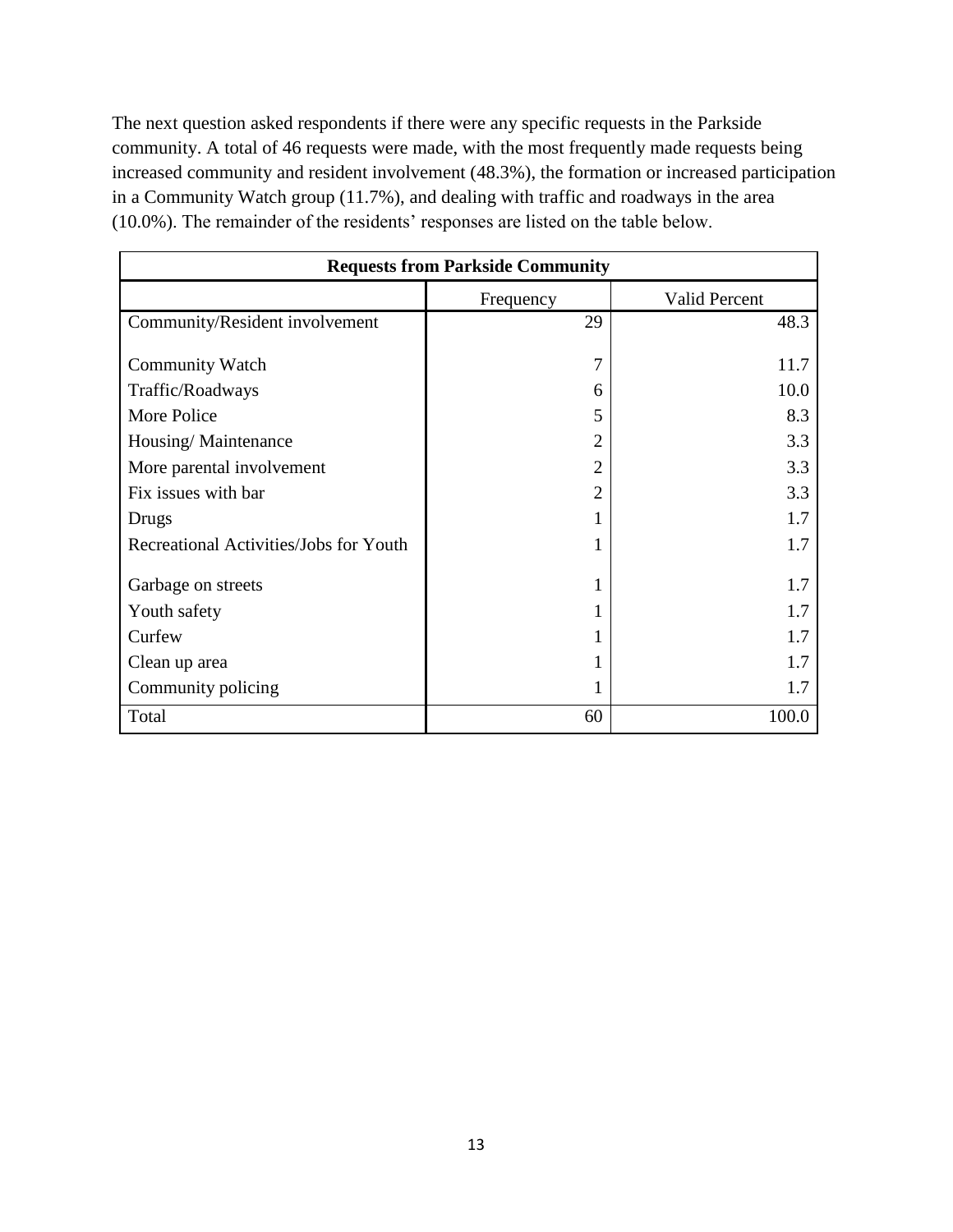The next question asked respondents if there were any specific requests in the Parkside community. A total of 46 requests were made, with the most frequently made requests being increased community and resident involvement (48.3%), the formation or increased participation in a Community Watch group (11.7%), and dealing with traffic and roadways in the area (10.0%). The remainder of the residents' responses are listed on the table below.

| **Requests from Parkside Community** | | |
|---|---|---|
| | Frequency | Valid Percent |
| Community/Resident involvement | 29 | 48.3 |
| Community Watch | 7 | 11.7 |
| Traffic/Roadways | 6 | 10.0 |
| More Police | 5 | 8.3 |
| Housing/ Maintenance | 2 | 3.3 |
| More parental involvement | 2 | 3.3 |
| Fix issues with bar | 2 | 3.3 |
| Drugs | 1 | 1.7 |
| Recreational Activities/Jobs for Youth | 1 | 1.7 |
| Garbage on streets | 1 | 1.7 |
| Youth safety | 1 | 1.7 |
| Curfew | 1 | 1.7 |
| Clean up area | 1 | 1.7 |
| Community policing | 1 | 1.7 |
| Total | 60 | 100.0 |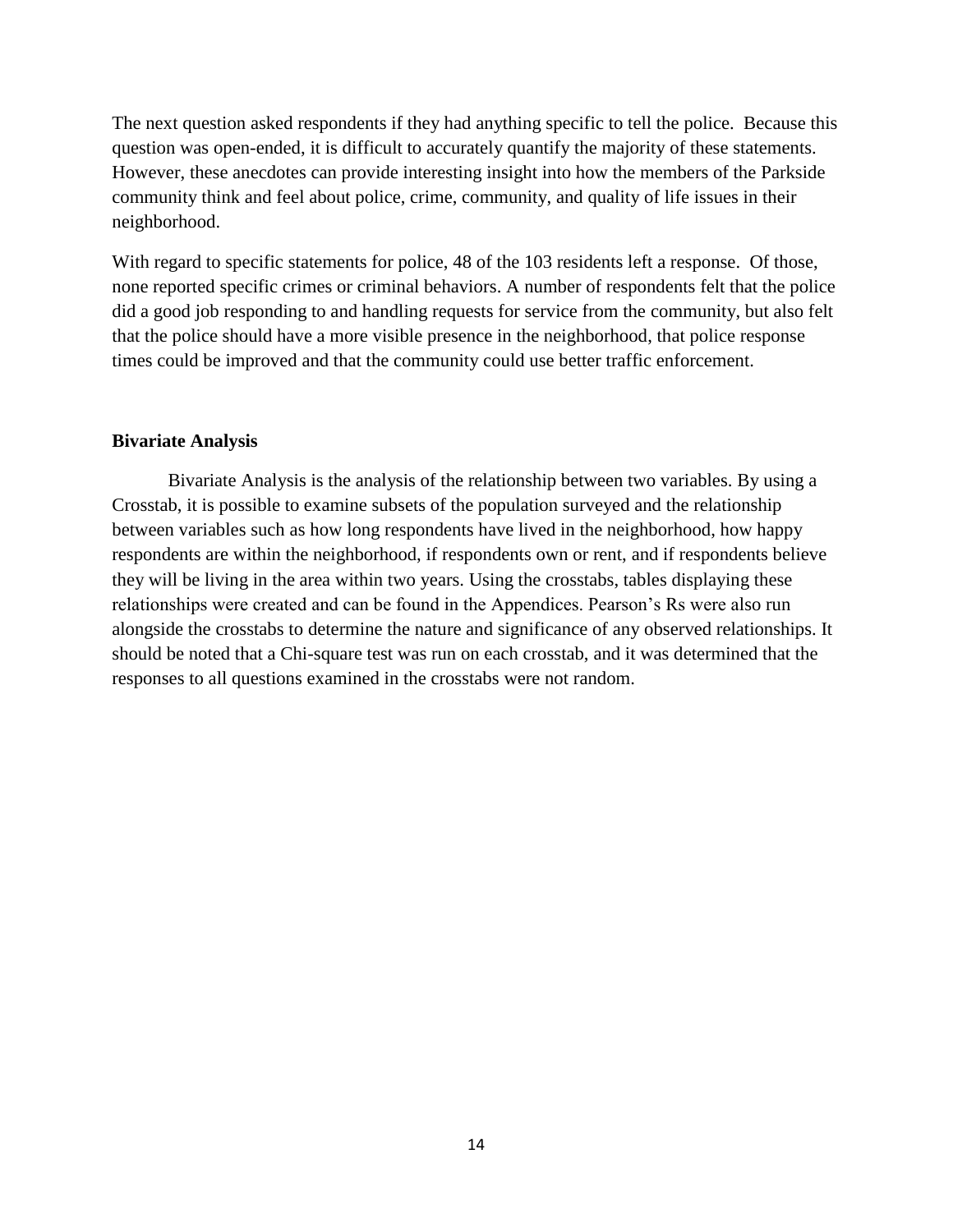The next question asked respondents if they had anything specific to tell the police. Because this question was open-ended, it is difficult to accurately quantify the majority of these statements. However, these anecdotes can provide interesting insight into how the members of the Parkside community think and feel about police, crime, community, and quality of life issues in their neighborhood.

With regard to specific statements for police, 48 of the 103 residents left a response. Of those, none reported specific crimes or criminal behaviors. A number of respondents felt that the police did a good job responding to and handling requests for service from the community, but also felt that the police should have a more visible presence in the neighborhood, that police response times could be improved and that the community could use better traffic enforcement.

**Bivariate Analysis**

Bivariate Analysis is the analysis of the relationship between two variables. By using a Crosstab, it is possible to examine subsets of the population surveyed and the relationship between variables such as how long respondents have lived in the neighborhood, how happy respondents are within the neighborhood, if respondents own or rent, and if respondents believe they will be living in the area within two years. Using the crosstabs, tables displaying these relationships were created and can be found in the Appendices. Pearson's Rs were also run alongside the crosstabs to determine the nature and significance of any observed relationships. It should be noted that a Chi-square test was run on each crosstab, and it was determined that the responses to all questions examined in the crosstabs were not random.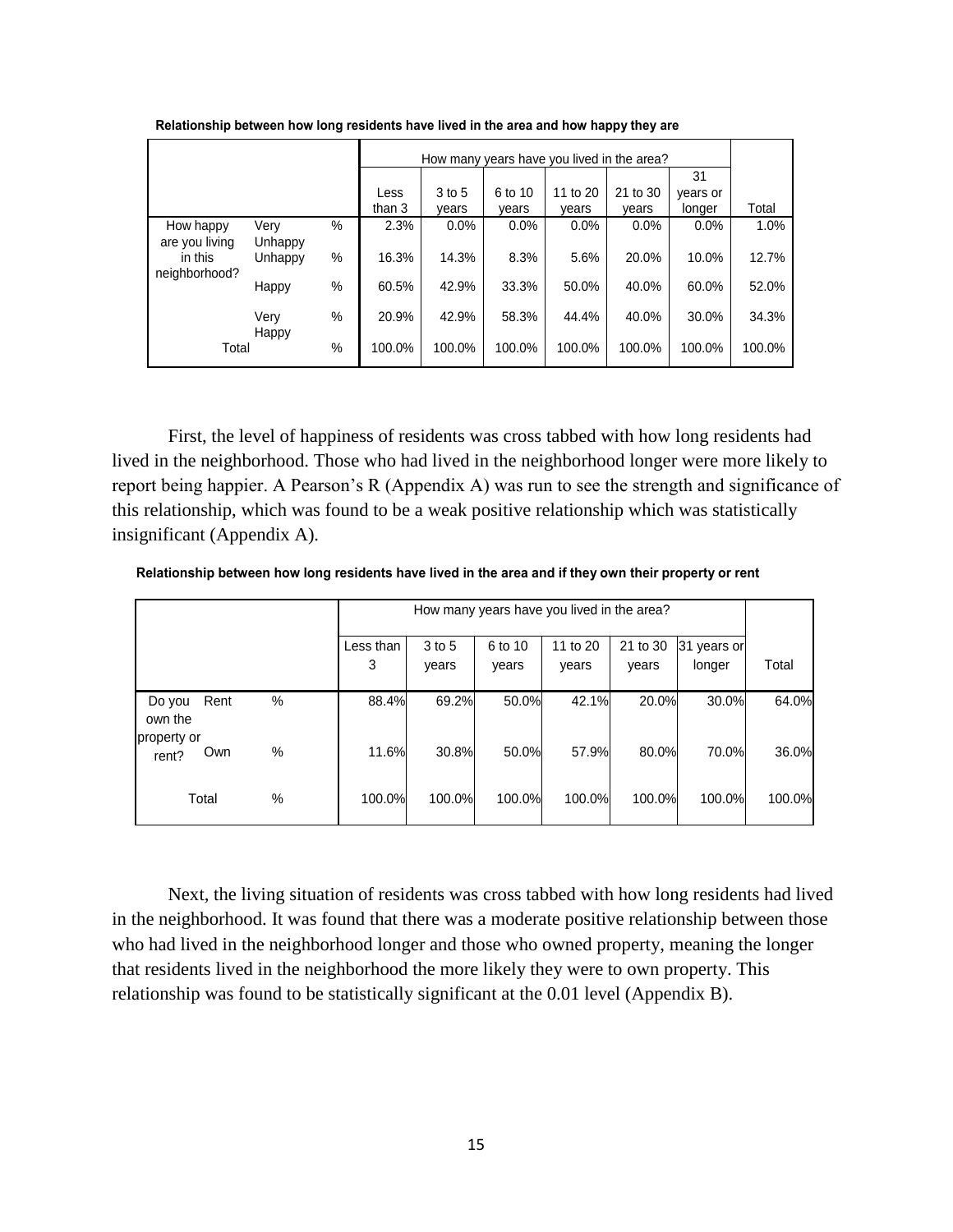**Relationship between how long residents have lived in the area and how happy they are**

| | | | How many years have you lived in the area? | | | | | | |
|---|---|---|---|---|---|---|---|---|---|
| | | | Less than 3 | 3 to 5 years | 6 to 10 years | 11 to 20 years | 21 to 30 years | 31 years or longer | Total |
| How happy are you living in this neighborhood? | Very Unhappy | % | 2.3% | 0.0% | 0.0% | 0.0% | 0.0% | 0.0% | 1.0% |
| | Unhappy | % | 16.3% | 14.3% | 8.3% | 5.6% | 20.0% | 10.0% | 12.7% |
| | Happy | % | 60.5% | 42.9% | 33.3% | 50.0% | 40.0% | 60.0% | 52.0% |
| | Very Happy | % | 20.9% | 42.9% | 58.3% | 44.4% | 40.0% | 30.0% | 34.3% |
| Total | | % | 100.0% | 100.0% | 100.0% | 100.0% | 100.0% | 100.0% | 100.0% |

First, the level of happiness of residents was cross tabbed with how long residents had lived in the neighborhood. Those who had lived in the neighborhood longer were more likely to report being happier. A Pearson's R (Appendix A) was run to see the strength and significance of this relationship, which was found to be a weak positive relationship which was statistically insignificant (Appendix A).

**Relationship between how long residents have lived in the area and if they own their property or rent**

| | | | How many years have you lived in the area? | | | | | | |
|---|---|---|---|---|---|---|---|---|---|
| | | | Less than 3 | 3 to 5 years | 6 to 10 years | 11 to 20 years | 21 to 30 years | 31 years or longer | Total |
| Do you own the property or rent? | Rent | % | 88.4% | 69.2% | 50.0% | 42.1% | 20.0% | 30.0% | 64.0% |
| | Own | % | 11.6% | 30.8% | 50.0% | 57.9% | 80.0% | 70.0% | 36.0% |
| Total | | % | 100.0% | 100.0% | 100.0% | 100.0% | 100.0% | 100.0% | 100.0% |

Next, the living situation of residents was cross tabbed with how long residents had lived in the neighborhood. It was found that there was a moderate positive relationship between those who had lived in the neighborhood longer and those who owned property, meaning the longer that residents lived in the neighborhood the more likely they were to own property. This relationship was found to be statistically significant at the 0.01 level (Appendix B).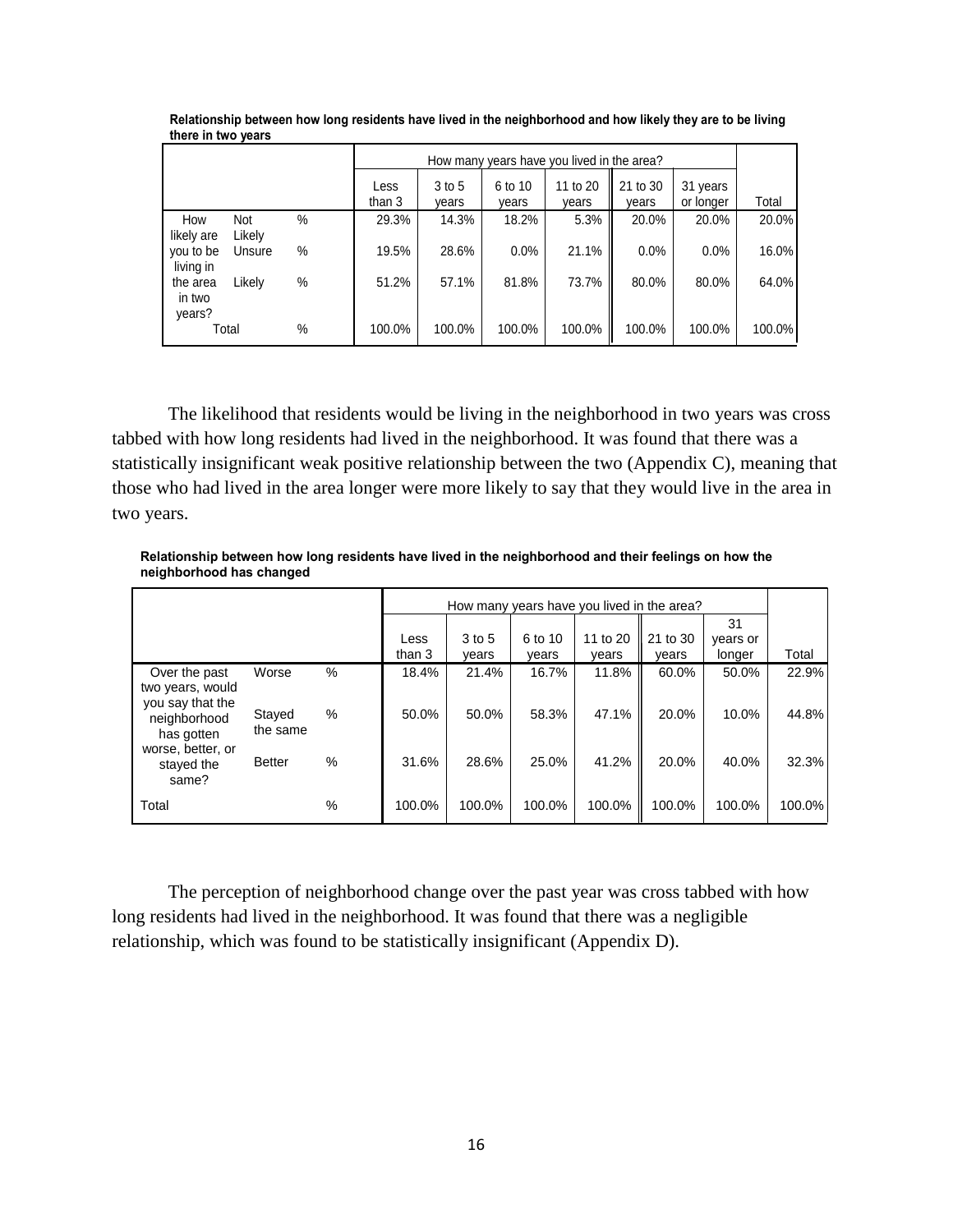**Relationship between how long residents have lived in the neighborhood and how likely they are to be living there in two years**

| | | | How many years have you lived in the area? | | | | | | |
|---|---|---|---|---|---|---|---|---|---|
| | | | Less than 3 | 3 to 5 years | 6 to 10 years | 11 to 20 years | 21 to 30 years | 31 years or longer | Total |
| How likely are you to be living in the area in two years? | Not Likely | % | 29.3% | 14.3% | 18.2% | 5.3% | 20.0% | 20.0% | 20.0% |
| | Unsure | % | 19.5% | 28.6% | 0.0% | 21.1% | 0.0% | 0.0% | 16.0% |
| | Likely | % | 51.2% | 57.1% | 81.8% | 73.7% | 80.0% | 80.0% | 64.0% |
| Total | | % | 100.0% | 100.0% | 100.0% | 100.0% | 100.0% | 100.0% | 100.0% |

The likelihood that residents would be living in the neighborhood in two years was cross tabbed with how long residents had lived in the neighborhood. It was found that there was a statistically insignificant weak positive relationship between the two (Appendix C), meaning that those who had lived in the area longer were more likely to say that they would live in the area in two years.

**Relationship between how long residents have lived in the neighborhood and their feelings on how the neighborhood has changed**

| | | | How many years have you lived in the area? | | | | | | |
|---|---|---|---|---|---|---|---|---|---|
| | | | Less than 3 | 3 to 5 years | 6 to 10 years | 11 to 20 years | 21 to 30 years | 31 years or longer | Total |
| Over the past two years, would you say that the neighborhood has gotten worse, better, or stayed the same? | Worse | % | 18.4% | 21.4% | 16.7% | 11.8% | 60.0% | 50.0% | 22.9% |
| | Stayed the same | % | 50.0% | 50.0% | 58.3% | 47.1% | 20.0% | 10.0% | 44.8% |
| | Better | % | 31.6% | 28.6% | 25.0% | 41.2% | 20.0% | 40.0% | 32.3% |
| Total | | % | 100.0% | 100.0% | 100.0% | 100.0% | 100.0% | 100.0% | 100.0% |

The perception of neighborhood change over the past year was cross tabbed with how long residents had lived in the neighborhood. It was found that there was a negligible relationship, which was found to be statistically insignificant (Appendix D).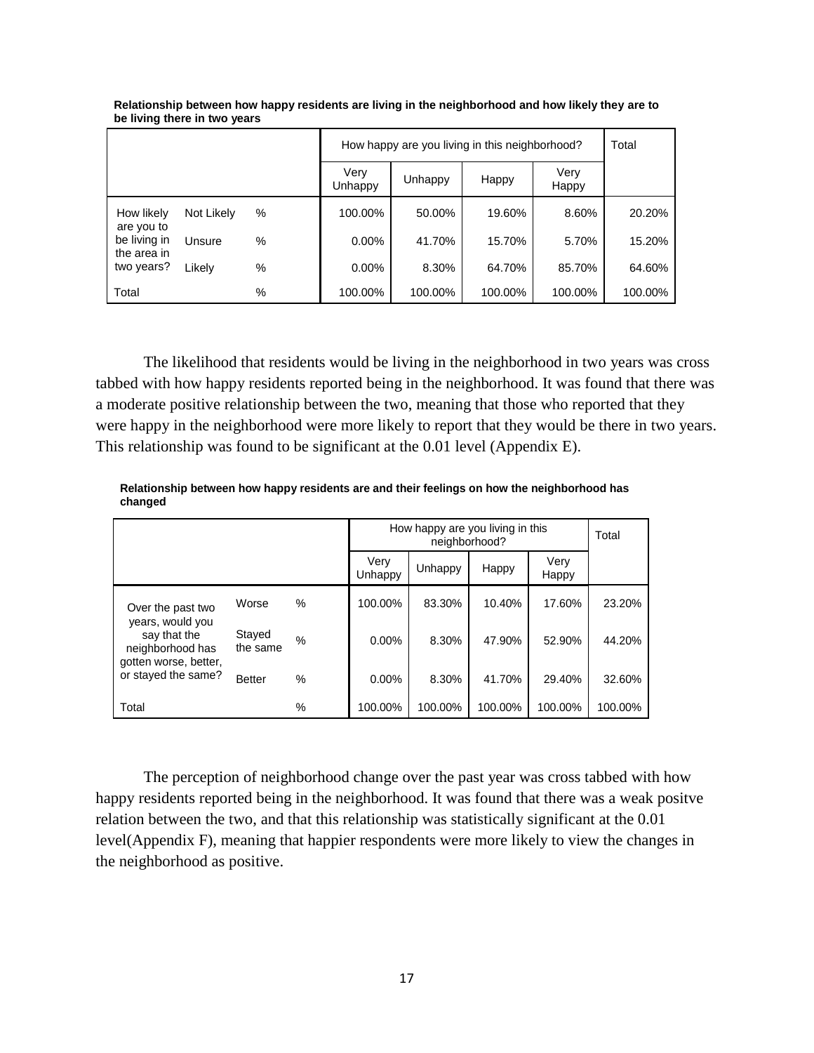**Relationship between how happy residents are living in the neighborhood and how likely they are to be living there in two years**

| | | | How happy are you living in this neighborhood? | | | | Total |
|---|---|---|---|---|---|---|---|
| | | | Very Unhappy | Unhappy | Happy | Very Happy | |
| How likely are you to be living in the area in two years? | Not Likely | % | 100.00% | 50.00% | 19.60% | 8.60% | 20.20% |
| | Unsure | % | 0.00% | 41.70% | 15.70% | 5.70% | 15.20% |
| | Likely | % | 0.00% | 8.30% | 64.70% | 85.70% | 64.60% |
| Total | | % | 100.00% | 100.00% | 100.00% | 100.00% | 100.00% |

The likelihood that residents would be living in the neighborhood in two years was cross tabbed with how happy residents reported being in the neighborhood. It was found that there was a moderate positive relationship between the two, meaning that those who reported that they were happy in the neighborhood were more likely to report that they would be there in two years. This relationship was found to be significant at the 0.01 level (Appendix E).

**Relationship between how happy residents are and their feelings on how the neighborhood has changed**

| | | | How happy are you living in this neighborhood? | | | | Total |
|---|---|---|---|---|---|---|---|
| | | | Very Unhappy | Unhappy | Happy | Very Happy | |
| Over the past two years, would you say that the neighborhood has gotten worse, better, or stayed the same? | Worse | % | 100.00% | 83.30% | 10.40% | 17.60% | 23.20% |
| | Stayed the same | % | 0.00% | 8.30% | 47.90% | 52.90% | 44.20% |
| | Better | % | 0.00% | 8.30% | 41.70% | 29.40% | 32.60% |
| Total | | % | 100.00% | 100.00% | 100.00% | 100.00% | 100.00% |

The perception of neighborhood change over the past year was cross tabbed with how happy residents reported being in the neighborhood. It was found that there was a weak positve relation between the two, and that this relationship was statistically significant at the 0.01 level(Appendix F), meaning that happier respondents were more likely to view the changes in the neighborhood as positive.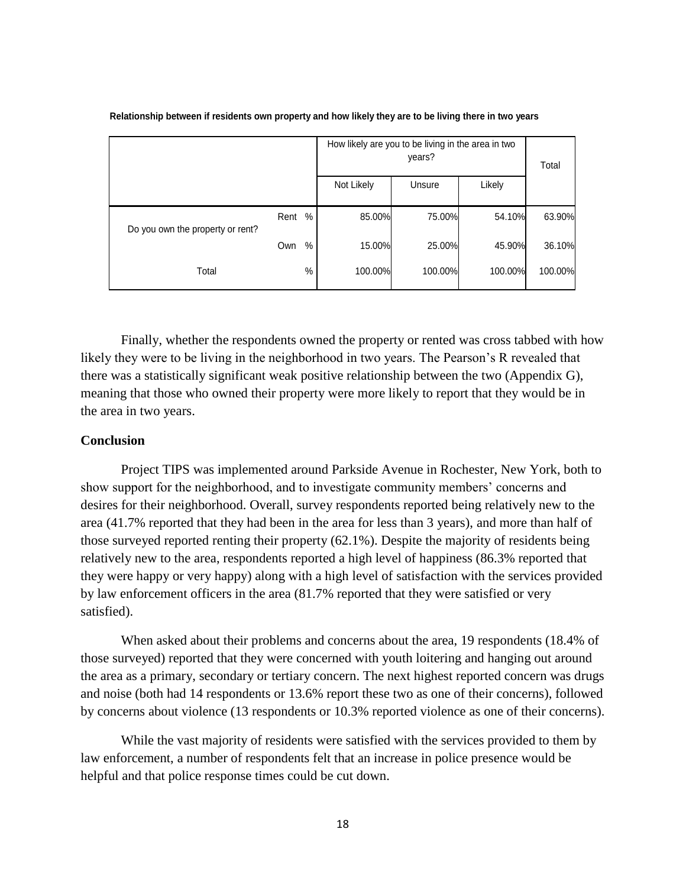**Relationship between if residents own property and how likely they are to be living there in two years**

| | | | How likely are you to be living in the area in two years? | | | Total |
|---|---|---|---|---|---|---|
| | | | Not Likely | Unsure | Likely | |
| Do you own the property or rent? | Rent | % | 85.00% | 75.00% | 54.10% | 63.90% |
| | Own | % | 15.00% | 25.00% | 45.90% | 36.10% |
| Total | | % | 100.00% | 100.00% | 100.00% | 100.00% |

Finally, whether the respondents owned the property or rented was cross tabbed with how likely they were to be living in the neighborhood in two years. The Pearson's R revealed that there was a statistically significant weak positive relationship between the two (Appendix G), meaning that those who owned their property were more likely to report that they would be in the area in two years.

### Conclusion

Project TIPS was implemented around Parkside Avenue in Rochester, New York, both to show support for the neighborhood, and to investigate community members' concerns and desires for their neighborhood. Overall, survey respondents reported being relatively new to the area (41.7% reported that they had been in the area for less than 3 years), and more than half of those surveyed reported renting their property (62.1%). Despite the majority of residents being relatively new to the area, respondents reported a high level of happiness (86.3% reported that they were happy or very happy) along with a high level of satisfaction with the services provided by law enforcement officers in the area (81.7% reported that they were satisfied or very satisfied).

When asked about their problems and concerns about the area, 19 respondents (18.4% of those surveyed) reported that they were concerned with youth loitering and hanging out around the area as a primary, secondary or tertiary concern. The next highest reported concern was drugs and noise (both had 14 respondents or 13.6% report these two as one of their concerns), followed by concerns about violence (13 respondents or 10.3% reported violence as one of their concerns).

While the vast majority of residents were satisfied with the services provided to them by law enforcement, a number of respondents felt that an increase in police presence would be helpful and that police response times could be cut down.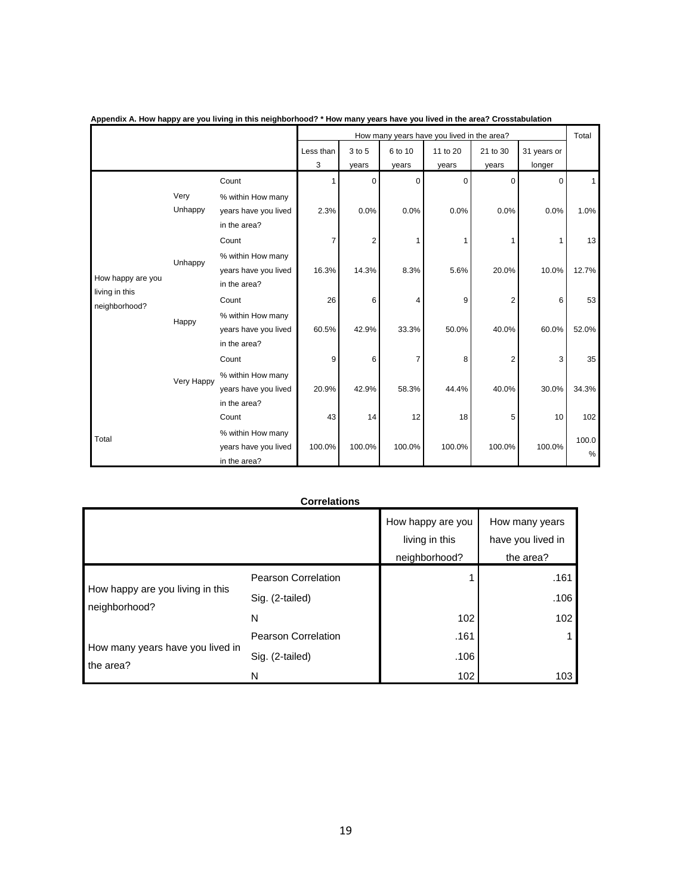**Appendix A. How happy are you living in this neighborhood? * How many years have you lived in the area? Crosstabulation**

| | | | How many years have you lived in the area? | | | | | | Total |
|---|---|---|---|---|---|---|---|---|---|
| | | | Less than 3 | 3 to 5 years | 6 to 10 years | 11 to 20 years | 21 to 30 years | 31 years or longer | |
| How happy are you living in this neighborhood? | Very Unhappy | Count | 1 | 0 | 0 | 0 | 0 | 0 | 1 |
| | | % within How many years have you lived in the area? | 2.3% | 0.0% | 0.0% | 0.0% | 0.0% | 0.0% | 1.0% |
| | Unhappy | Count | 7 | 2 | 1 | 1 | 1 | 1 | 13 |
| | | % within How many years have you lived in the area? | 16.3% | 14.3% | 8.3% | 5.6% | 20.0% | 10.0% | 12.7% |
| | Happy | Count | 26 | 6 | 4 | 9 | 2 | 6 | 53 |
| | | % within How many years have you lived in the area? | 60.5% | 42.9% | 33.3% | 50.0% | 40.0% | 60.0% | 52.0% |
| | Very Happy | Count | 9 | 6 | 7 | 8 | 2 | 3 | 35 |
| | | % within How many years have you lived in the area? | 20.9% | 42.9% | 58.3% | 44.4% | 40.0% | 30.0% | 34.3% |
| Total | | Count | 43 | 14 | 12 | 18 | 5 | 10 | 102 |
| | | % within How many years have you lived in the area? | 100.0% | 100.0% | 100.0% | 100.0% | 100.0% | 100.0% | 100.0% |

**Correlations**

| | | How happy are you living in this neighborhood? | How many years have you lived in the area? |
|---|---|---|---|
| How happy are you living in this neighborhood? | Pearson Correlation | 1 | .161 |
| | Sig. (2-tailed) | | .106 |
| | N | 102 | 102 |
| How many years have you lived in the area? | Pearson Correlation | .161 | 1 |
| | Sig. (2-tailed) | .106 | |
| | N | 102 | 103 |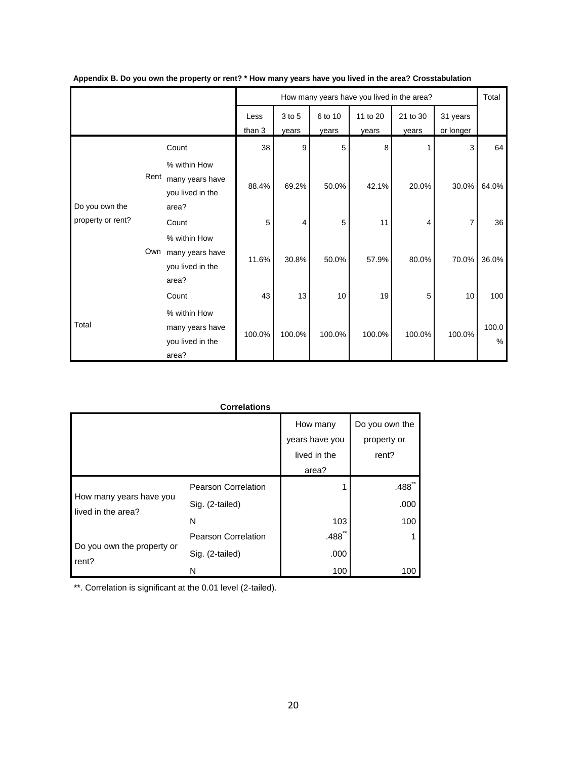**Appendix B. Do you own the property or rent? * How many years have you lived in the area? Crosstabulation**

| | | | How many years have you lived in the area? | | | | | | Total |
|---|---|---|---|---|---|---|---|---|---|
| | | | Less than 3 | 3 to 5 years | 6 to 10 years | 11 to 20 years | 21 to 30 years | 31 years or longer | |
| Do you own the property or rent? | Rent | Count | 38 | 9 | 5 | 8 | 1 | 3 | 64 |
| | | % within How many years have you lived in the area? | 88.4% | 69.2% | 50.0% | 42.1% | 20.0% | 30.0% | 64.0% |
| | Own | Count | 5 | 4 | 5 | 11 | 4 | 7 | 36 |
| | | % within How many years have you lived in the area? | 11.6% | 30.8% | 50.0% | 57.9% | 80.0% | 70.0% | 36.0% |
| Total | | Count | 43 | 13 | 10 | 19 | 5 | 10 | 100 |
| | | % within How many years have you lived in the area? | 100.0% | 100.0% | 100.0% | 100.0% | 100.0% | 100.0% | 100.0% |

**Correlations**

| | | How many years have you lived in the area? | Do you own the property or rent? |
|---|---|---|---|
| How many years have you lived in the area? | Pearson Correlation | 1 | .488** |
| | Sig. (2-tailed) | | .000 |
| | N | 103 | 100 |
| Do you own the property or rent? | Pearson Correlation | .488** | 1 |
| | Sig. (2-tailed) | .000 | |
| | N | 100 | 100 |

**. Correlation is significant at the 0.01 level (2-tailed).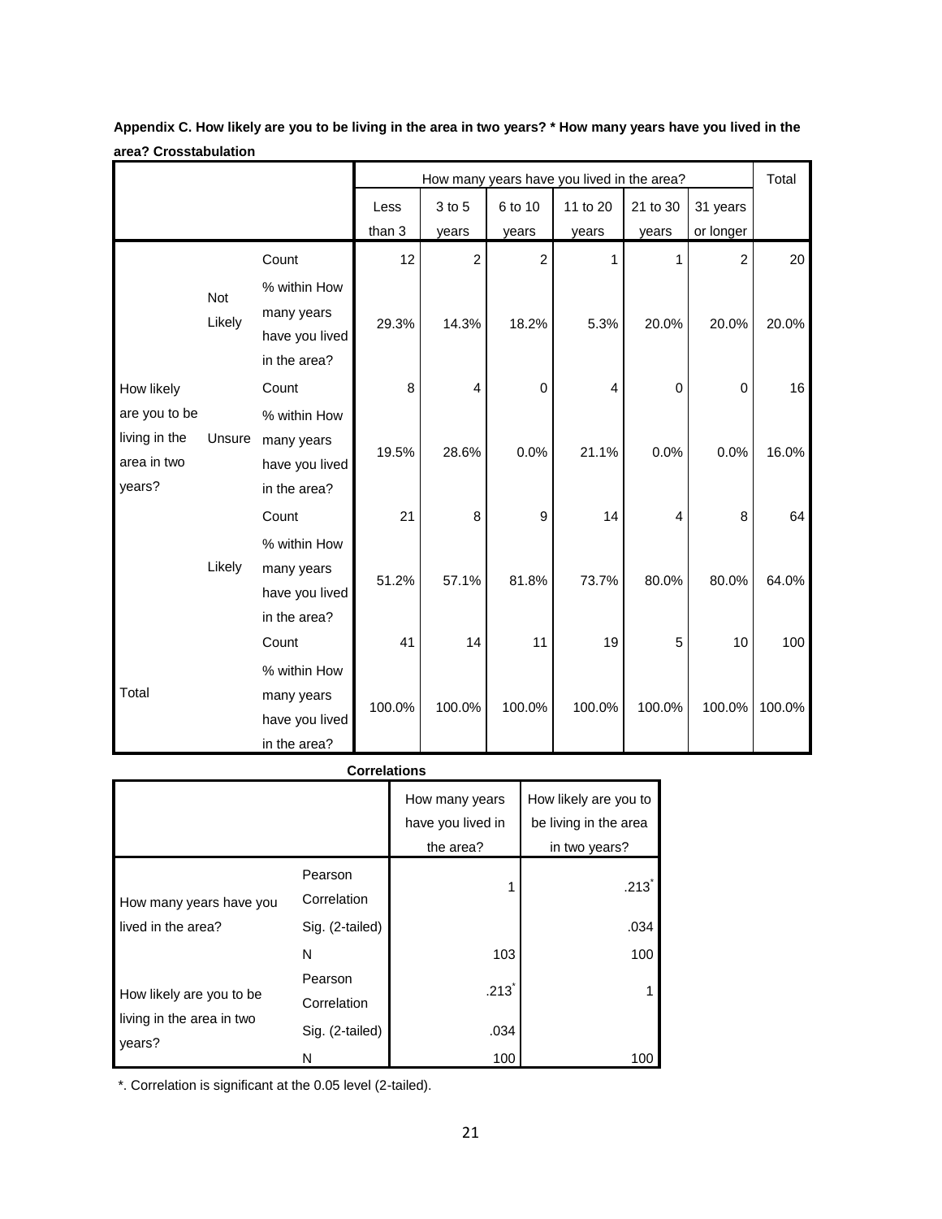**Appendix C. How likely are you to be living in the area in two years? * How many years have you lived in the area? Crosstabulation**

| | | | How many years have you lived in the area? | | | | | | Total |
|---|---|---|---|---|---|---|---|---|---|
| | | | Less than 3 | 3 to 5 years | 6 to 10 years | 11 to 20 years | 21 to 30 years | 31 years or longer | |
| How likely are you to be living in the area in two years? | Not Likely | Count | 12 | 2 | 2 | 1 | 1 | 2 | 20 |
| | | % within How many years have you lived in the area? | 29.3% | 14.3% | 18.2% | 5.3% | 20.0% | 20.0% | 20.0% |
| | Unsure | Count | 8 | 4 | 0 | 4 | 0 | 0 | 16 |
| | | % within How many years have you lived in the area? | 19.5% | 28.6% | 0.0% | 21.1% | 0.0% | 0.0% | 16.0% |
| | Likely | Count | 21 | 8 | 9 | 14 | 4 | 8 | 64 |
| | | % within How many years have you lived in the area? | 51.2% | 57.1% | 81.8% | 73.7% | 80.0% | 80.0% | 64.0% |
| Total | | Count | 41 | 14 | 11 | 19 | 5 | 10 | 100 |
| | | % within How many years have you lived in the area? | 100.0% | 100.0% | 100.0% | 100.0% | 100.0% | 100.0% | 100.0% |

**Correlations**

| | | How many years have you lived in the area? | How likely are you to be living in the area in two years? |
|---|---|---|---|
| How many years have you lived in the area? | Pearson Correlation | 1 | .213* |
| | Sig. (2-tailed) | | .034 |
| | N | 103 | 100 |
| How likely are you to be living in the area in two years? | Pearson Correlation | .213* | 1 |
| | Sig. (2-tailed) | .034 | |
| | N | 100 | 100 |

*. Correlation is significant at the 0.05 level (2-tailed).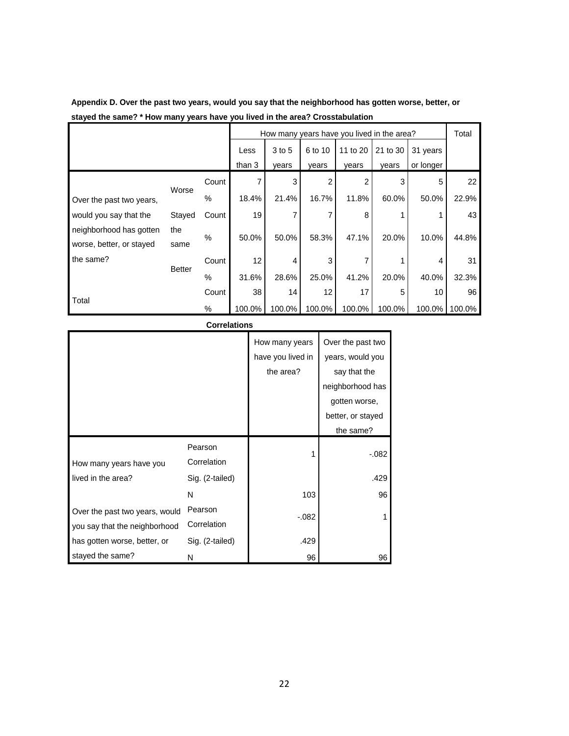**Appendix D. Over the past two years, would you say that the neighborhood has gotten worse, better, or stayed the same? * How many years have you lived in the area? Crosstabulation**

| | | | How many years have you lived in the area? | | | | | | Total |
|---|---|---|---|---|---|---|---|---|---|
| | | | Less than 3 | 3 to 5 years | 6 to 10 years | 11 to 20 years | 21 to 30 years | 31 years or longer | |
| Over the past two years, would you say that the neighborhood has gotten worse, better, or stayed the same? | Worse | Count | 7 | 3 | 2 | 2 | 3 | 5 | 22 |
| | | % | 18.4% | 21.4% | 16.7% | 11.8% | 60.0% | 50.0% | 22.9% |
| | Stayed the same | Count | 19 | 7 | 7 | 8 | 1 | 1 | 43 |
| | | % | 50.0% | 50.0% | 58.3% | 47.1% | 20.0% | 10.0% | 44.8% |
| | Better | Count | 12 | 4 | 3 | 7 | 1 | 4 | 31 |
| | | % | 31.6% | 28.6% | 25.0% | 41.2% | 20.0% | 40.0% | 32.3% |
| Total | | Count | 38 | 14 | 12 | 17 | 5 | 10 | 96 |
| | | % | 100.0% | 100.0% | 100.0% | 100.0% | 100.0% | 100.0% | 100.0% |

**Correlations**

| | | How many years have you lived in the area? | Over the past two years, would you say that the neighborhood has gotten worse, better, or stayed the same? |
|---|---|---|---|
| How many years have you lived in the area? | Pearson Correlation | 1 | -.082 |
| | Sig. (2-tailed) | | .429 |
| | N | 103 | 96 |
| Over the past two years, would you say that the neighborhood has gotten worse, better, or stayed the same? | Pearson Correlation | -.082 | 1 |
| | Sig. (2-tailed) | .429 | |
| | N | 96 | 96 |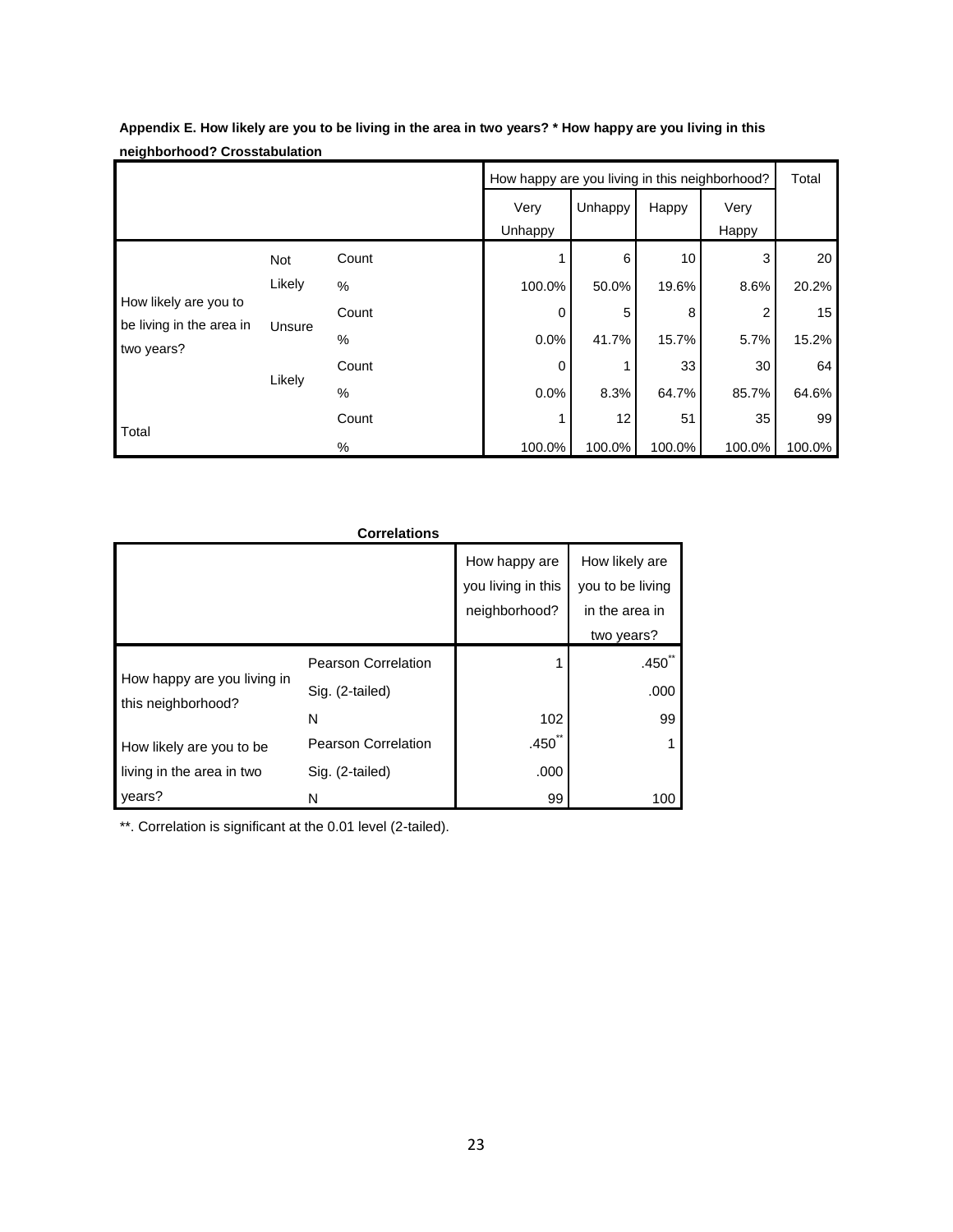**Appendix E. How likely are you to be living in the area in two years? * How happy are you living in this neighborhood? Crosstabulation**

| | | | How happy are you living in this neighborhood? | | | | Total |
|---|---|---|---|---|---|---|---|
| | | | Very Unhappy | Unhappy | Happy | Very Happy | |
| How likely are you to be living in the area in two years? | Not Likely | Count | 1 | 6 | 10 | 3 | 20 |
| | | % | 100.0% | 50.0% | 19.6% | 8.6% | 20.2% |
| | Unsure | Count | 0 | 5 | 8 | 2 | 15 |
| | | % | 0.0% | 41.7% | 15.7% | 5.7% | 15.2% |
| | Likely | Count | 0 | 1 | 33 | 30 | 64 |
| | | % | 0.0% | 8.3% | 64.7% | 85.7% | 64.6% |
| Total | | Count | 1 | 12 | 51 | 35 | 99 |
| | | % | 100.0% | 100.0% | 100.0% | 100.0% | 100.0% |

**Correlations**

| | | How happy are you living in this neighborhood? | How likely are you to be living in the area in two years? |
|---|---|---|---|
| How happy are you living in this neighborhood? | Pearson Correlation | 1 | .450** |
| | Sig. (2-tailed) | | .000 |
| | N | 102 | 99 |
| How likely are you to be living in the area in two years? | Pearson Correlation | .450** | 1 |
| | Sig. (2-tailed) | .000 | |
| | N | 99 | 100 |

**. Correlation is significant at the 0.01 level (2-tailed).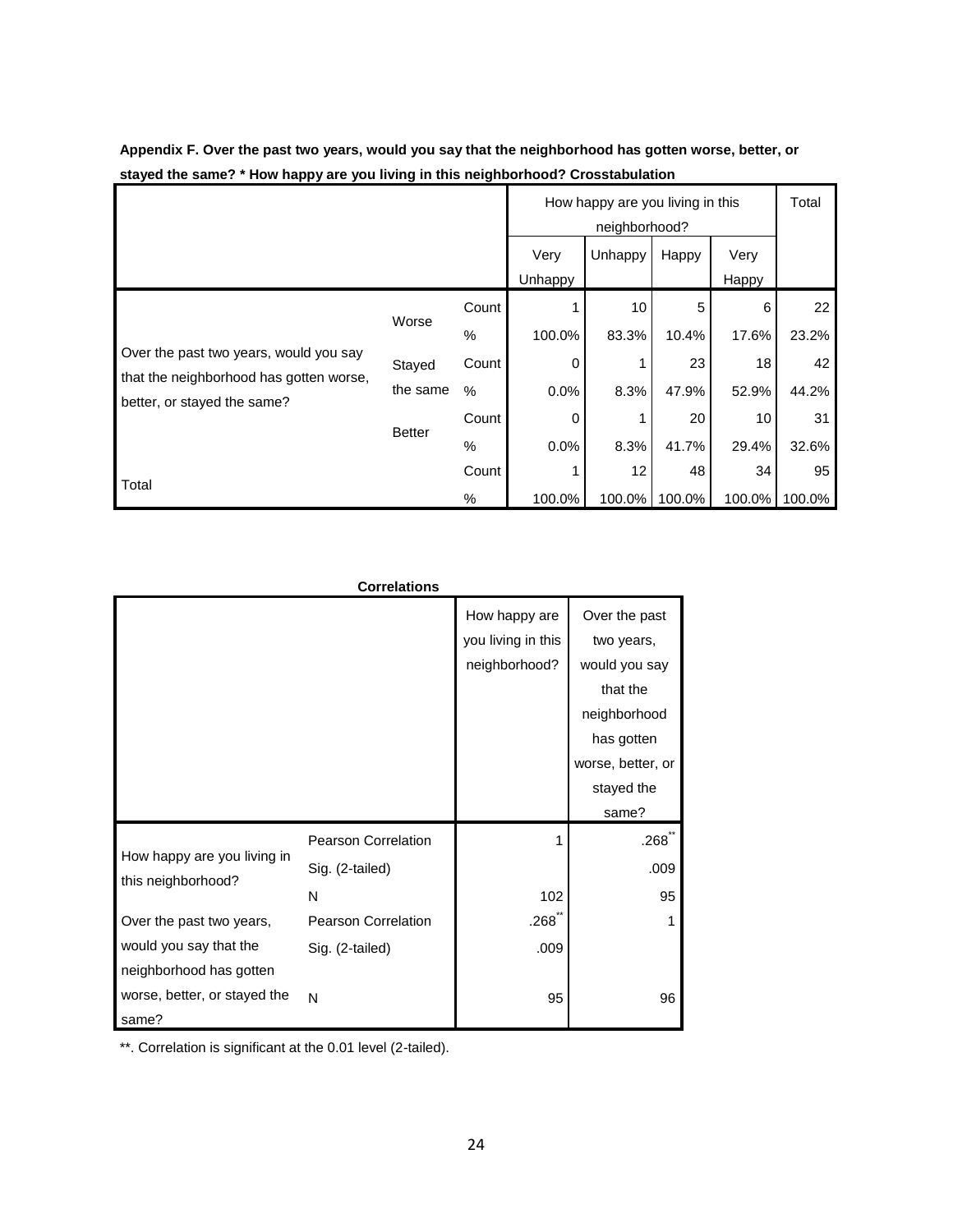**Appendix F. Over the past two years, would you say that the neighborhood has gotten worse, better, or stayed the same? * How happy are you living in this neighborhood? Crosstabulation**

| | | | How happy are you living in this neighborhood? | | | | Total |
|---|---|---|---|---|---|---|---|
| | | | Very Unhappy | Unhappy | Happy | Very Happy | |
| Over the past two years, would you say that the neighborhood has gotten worse, better, or stayed the same? | Worse | Count | 1 | 10 | 5 | 6 | 22 |
| | | % | 100.0% | 83.3% | 10.4% | 17.6% | 23.2% |
| | Stayed the same | Count | 0 | 1 | 23 | 18 | 42 |
| | | % | 0.0% | 8.3% | 47.9% | 52.9% | 44.2% |
| | Better | Count | 0 | 1 | 20 | 10 | 31 |
| | | % | 0.0% | 8.3% | 41.7% | 29.4% | 32.6% |
| Total | | Count | 1 | 12 | 48 | 34 | 95 |
| | | % | 100.0% | 100.0% | 100.0% | 100.0% | 100.0% |

**Correlations**

| | | How happy are you living in this neighborhood? | Over the past two years, would you say that the neighborhood has gotten worse, better, or stayed the same? |
|---|---|---|---|
| How happy are you living in this neighborhood? | Pearson Correlation | 1 | .268** |
| | Sig. (2-tailed) | | .009 |
| | N | 102 | 95 |
| Over the past two years, would you say that the neighborhood has gotten worse, better, or stayed the same? | Pearson Correlation | .268** | 1 |
| | Sig. (2-tailed) | .009 | |
| | N | 95 | 96 |

**. Correlation is significant at the 0.01 level (2-tailed).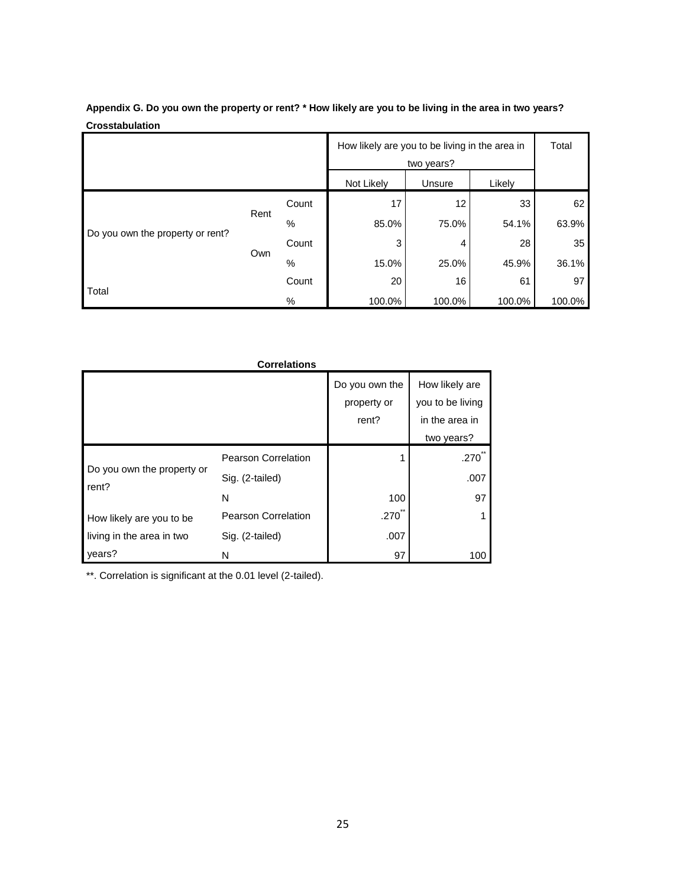**Appendix G. Do you own the property or rent? * How likely are you to be living in the area in two years?**

**Crosstabulation**

| | | | How likely are you to be living in the area in two years? | | | Total |
|---|---|---|---|---|---|---|
| | | | Not Likely | Unsure | Likely | |
| Do you own the property or rent? | Rent | Count | 17 | 12 | 33 | 62 |
| | | % | 85.0% | 75.0% | 54.1% | 63.9% |
| | Own | Count | 3 | 4 | 28 | 35 |
| | | % | 15.0% | 25.0% | 45.9% | 36.1% |
| Total | | Count | 20 | 16 | 61 | 97 |
| | | % | 100.0% | 100.0% | 100.0% | 100.0% |

**Correlations**

| | | Do you own the property or rent? | How likely are you to be living in the area in two years? |
|---|---|---|---|
| Do you own the property or rent? | Pearson Correlation | 1 | .270** |
| | Sig. (2-tailed) | | .007 |
| | N | 100 | 97 |
| How likely are you to be living in the area in two years? | Pearson Correlation | .270** | 1 |
| | Sig. (2-tailed) | .007 | |
| | N | 97 | 100 |

**. Correlation is significant at the 0.01 level (2-tailed).